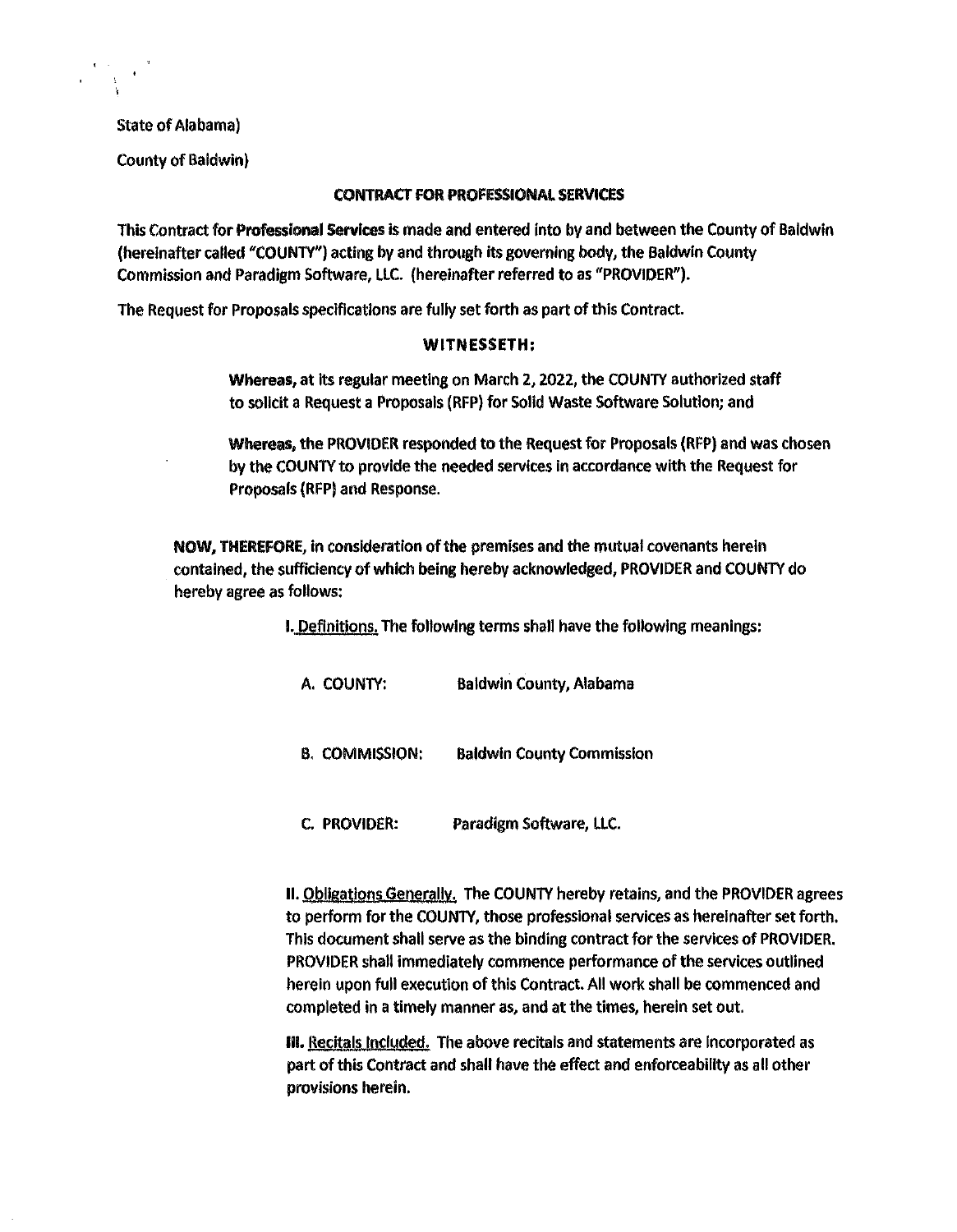State of Alabama)

County of Baldwin)

**CONTRACT FOR PROFESSIONAL SERVICES**

This Contract for **Professional Services** is made and entered into by and between the County of Baldwin (hereinafter called "COUNTY") acting by and through its governing body, the Baldwin County Commission and Paradigm Software, LLC. (hereinafter referred to as "PROVIDER").

The Request for Proposals specifications are fully set forth as part of this Contract.

**WITNESSETH:**

**Whereas,** at its regular meeting on March 2, 2022, the COUNTY authorized staff to solicit a Request a Proposals (RFP) for Solid Waste Software Solution; and

**Whereas,** the PROVIDER responded to the Request for Proposals (RFP) and was chosen by the COUNTY to provide the needed services in accordance with the Request for Proposals (RFP) and Response.

**NOW, THEREFORE,** in consideration of the premises and the mutual covenants herein contained, the sufficiency of which being hereby acknowledged, PROVIDER and COUNTY do hereby agree as follows:

I. Definitions. The following terms shall have the following meanings:

A. COUNTY: Baldwin County, Alabama

B. COMMISSION: Baldwin County Commission

C. PROVIDER: Paradigm Software, LLC.

II. Obligations Generally. The COUNTY hereby retains, and the PROVIDER agrees to perform for the COUNTY, those professional services as hereinafter set forth. This document shall serve as the binding contract for the services of PROVIDER. PROVIDER shall immediately commence performance of the services outlined herein upon full execution of this Contract. All work shall be commenced and completed in a timely manner as, and at the times, herein set out.

III. Recitals Included. The above recitals and statements are incorporated as part of this Contract and shall have the effect and enforceability as all other provisions herein.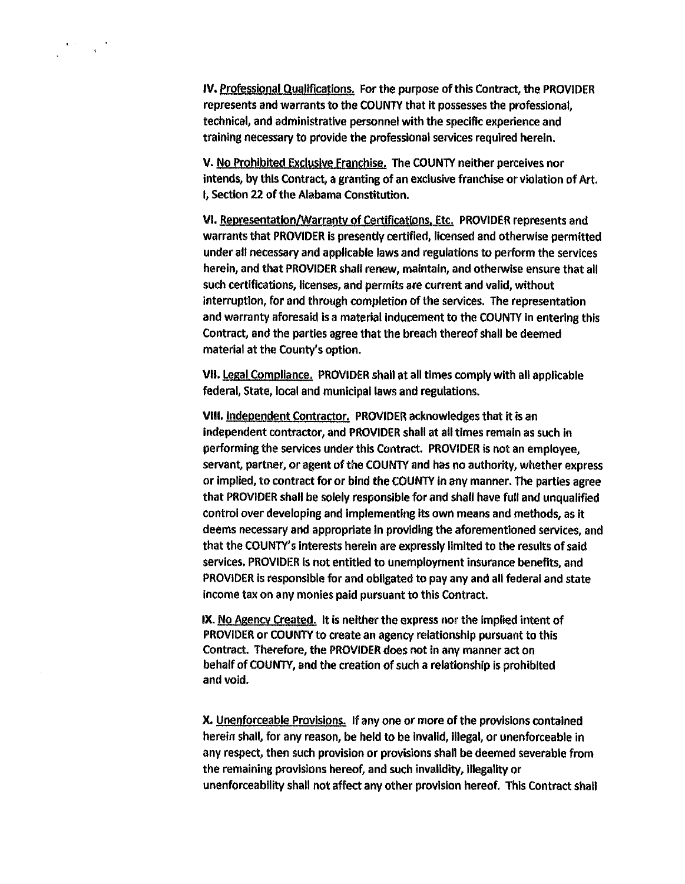**IV.** Professional Qualifications. For the purpose of this Contract, the PROVIDER represents and warrants to the COUNTY that it possesses the professional, technical, and administrative personnel with the specific experience and training necessary to provide the professional services required herein.

**V.** No Prohibited Exclusive Franchise. The COUNTY neither perceives nor intends, by this Contract, a granting of an exclusive franchise or violation of Art. I, Section 22 of the Alabama Constitution.

**VI.** Representation/Warranty of Certifications, Etc. PROVIDER represents and warrants that PROVIDER is presently certified, licensed and otherwise permitted under all necessary and applicable laws and regulations to perform the services herein, and that PROVIDER shall renew, maintain, and otherwise ensure that all such certifications, licenses, and permits are current and valid, without interruption, for and through completion of the services. The representation and warranty aforesaid is a material inducement to the COUNTY in entering this Contract, and the parties agree that the breach thereof shall be deemed material at the County's option.

**VII.** Legal Compliance. PROVIDER shall at all times comply with all applicable federal, State, local and municipal laws and regulations.

**VIII.** Independent Contractor. PROVIDER acknowledges that it is an independent contractor, and PROVIDER shall at all times remain as such in performing the services under this Contract. PROVIDER is not an employee, servant, partner, or agent of the COUNTY and has no authority, whether express or implied, to contract for or bind the COUNTY in any manner. The parties agree that PROVIDER shall be solely responsible for and shall have full and unqualified control over developing and implementing its own means and methods, as it deems necessary and appropriate in providing the aforementioned services, and that the COUNTY's interests herein are expressly limited to the results of said services. PROVIDER is not entitled to unemployment insurance benefits, and PROVIDER is responsible for and obligated to pay any and all federal and state income tax on any monies paid pursuant to this Contract.

**IX.** No Agency Created. It is neither the express nor the implied intent of PROVIDER or COUNTY to create an agency relationship pursuant to this Contract. Therefore, the PROVIDER does not in any manner act on behalf of COUNTY, and the creation of such a relationship is prohibited and void.

**X.** Unenforceable Provisions. If any one or more of the provisions contained herein shall, for any reason, be held to be invalid, illegal, or unenforceable in any respect, then such provision or provisions shall be deemed severable from the remaining provisions hereof, and such invalidity, illegality or unenforceability shall not affect any other provision hereof. This Contract shall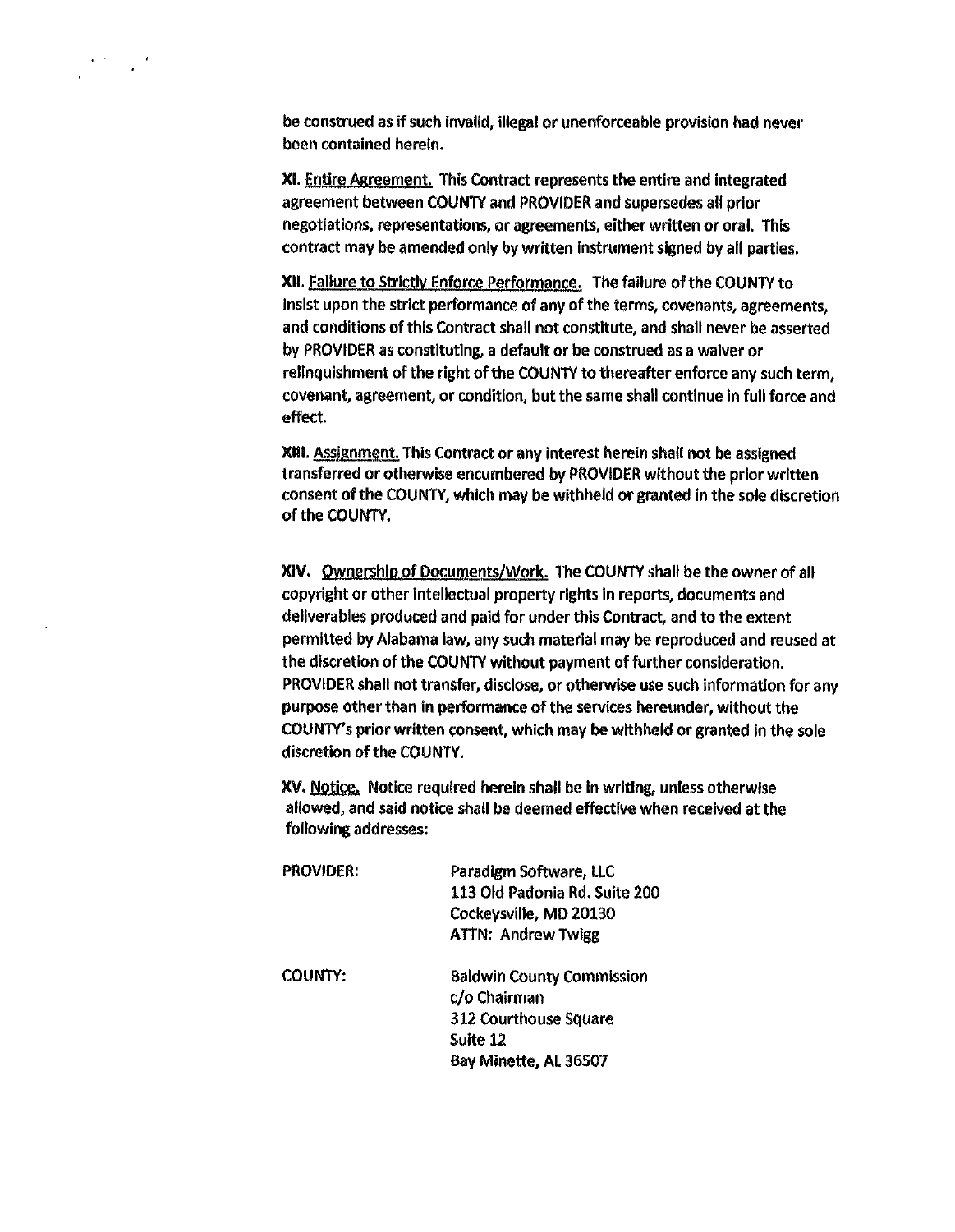be construed as if such invalid, illegal or unenforceable provision had never been contained herein.

**XI.** <u>Entire Agreement.</u> This Contract represents the entire and integrated agreement between COUNTY and PROVIDER and supersedes all prior negotiations, representations, or agreements, either written or oral. This contract may be amended only by written instrument signed by all parties.

**XII.** <u>Failure to Strictly Enforce Performance.</u> The failure of the COUNTY to insist upon the strict performance of any of the terms, covenants, agreements, and conditions of this Contract shall not constitute, and shall never be asserted by PROVIDER as constituting, a default or be construed as a waiver or relinquishment of the right of the COUNTY to thereafter enforce any such term, covenant, agreement, or condition, but the same shall continue in full force and effect.

**XIII.** <u>Assignment.</u> This Contract or any interest herein shall not be assigned transferred or otherwise encumbered by PROVIDER without the prior written consent of the COUNTY, which may be withheld or granted in the sole discretion of the COUNTY.

**XIV.** <u>Ownership of Documents/Work.</u> The COUNTY shall be the owner of all copyright or other intellectual property rights in reports, documents and deliverables produced and paid for under this Contract, and to the extent permitted by Alabama law, any such material may be reproduced and reused at the discretion of the COUNTY without payment of further consideration. PROVIDER shall not transfer, disclose, or otherwise use such information for any purpose other than in performance of the services hereunder, without the COUNTY's prior written consent, which may be withheld or granted in the sole discretion of the COUNTY.

**XV.** <u>Notice.</u> Notice required herein shall be in writing, unless otherwise allowed, and said notice shall be deemed effective when received at the following addresses:

PROVIDER:

Paradigm Software, LLC
113 Old Padonia Rd. Suite 200
Cockeysville, MD 20130
ATTN: Andrew Twigg

COUNTY:

Baldwin County Commission
c/o Chairman
312 Courthouse Square
Suite 12
Bay Minette, AL 36507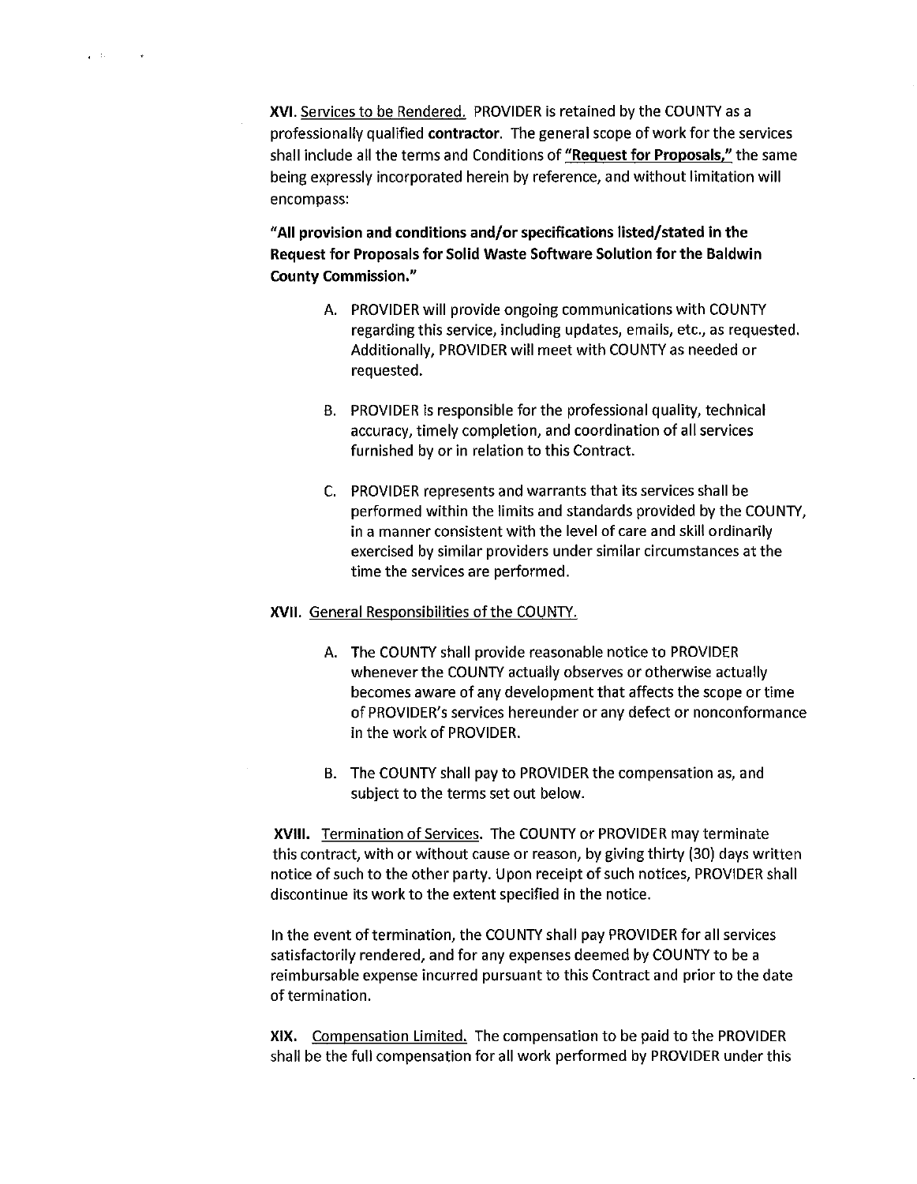**XVI.** Services to be Rendered. PROVIDER is retained by the COUNTY as a professionally qualified **contractor**. The general scope of work for the services shall include all the terms and Conditions of **"Request for Proposals,"** the same being expressly incorporated herein by reference, and without limitation will encompass:

**"All provision and conditions and/or specifications listed/stated in the Request for Proposals for Solid Waste Software Solution for the Baldwin County Commission."**

A. PROVIDER will provide ongoing communications with COUNTY regarding this service, including updates, emails, etc., as requested. Additionally, PROVIDER will meet with COUNTY as needed or requested.

B. PROVIDER is responsible for the professional quality, technical accuracy, timely completion, and coordination of all services furnished by or in relation to this Contract.

C. PROVIDER represents and warrants that its services shall be performed within the limits and standards provided by the COUNTY, in a manner consistent with the level of care and skill ordinarily exercised by similar providers under similar circumstances at the time the services are performed.

**XVII.** General Responsibilities of the COUNTY.

A. The COUNTY shall provide reasonable notice to PROVIDER whenever the COUNTY actually observes or otherwise actually becomes aware of any development that affects the scope or time of PROVIDER's services hereunder or any defect or nonconformance in the work of PROVIDER.

B. The COUNTY shall pay to PROVIDER the compensation as, and subject to the terms set out below.

**XVIII.** Termination of Services. The COUNTY or PROVIDER may terminate this contract, with or without cause or reason, by giving thirty (30) days written notice of such to the other party. Upon receipt of such notices, PROVIDER shall discontinue its work to the extent specified in the notice.

In the event of termination, the COUNTY shall pay PROVIDER for all services satisfactorily rendered, and for any expenses deemed by COUNTY to be a reimbursable expense incurred pursuant to this Contract and prior to the date of termination.

**XIX.** Compensation Limited. The compensation to be paid to the PROVIDER shall be the full compensation for all work performed by PROVIDER under this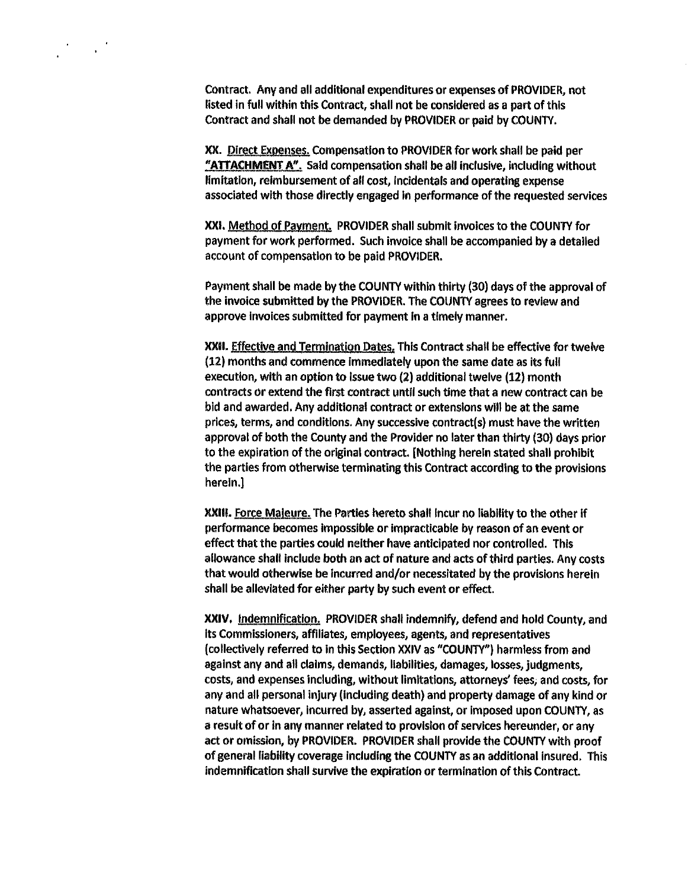Contract. Any and all additional expenditures or expenses of PROVIDER, not listed in full within this Contract, shall not be considered as a part of this Contract and shall not be demanded by PROVIDER or paid by COUNTY.

**XX.** Direct Expenses. Compensation to PROVIDER for work shall be paid per **"ATTACHMENT A"**. Said compensation shall be all inclusive, including without limitation, reimbursement of all cost, incidentals and operating expense associated with those directly engaged in performance of the requested services

**XXI.** Method of Payment. PROVIDER shall submit invoices to the COUNTY for payment for work performed. Such invoice shall be accompanied by a detailed account of compensation to be paid PROVIDER.

Payment shall be made by the COUNTY within thirty (30) days of the approval of the invoice submitted by the PROVIDER. The COUNTY agrees to review and approve invoices submitted for payment in a timely manner.

**XXII.** Effective and Termination Dates. This Contract shall be effective for twelve (12) months and commence immediately upon the same date as its full execution, with an option to issue two (2) additional twelve (12) month contracts or extend the first contract until such time that a new contract can be bid and awarded. Any additional contract or extensions will be at the same prices, terms, and conditions. Any successive contract(s) must have the written approval of both the County and the Provider no later than thirty (30) days prior to the expiration of the original contract. [Nothing herein stated shall prohibit the parties from otherwise terminating this Contract according to the provisions herein.]

**XXIII.** Force Majeure. The Parties hereto shall incur no liability to the other if performance becomes impossible or impracticable by reason of an event or effect that the parties could neither have anticipated nor controlled. This allowance shall include both an act of nature and acts of third parties. Any costs that would otherwise be incurred and/or necessitated by the provisions herein shall be alleviated for either party by such event or effect.

**XXIV.** Indemnification. PROVIDER shall indemnify, defend and hold County, and its Commissioners, affiliates, employees, agents, and representatives (collectively referred to in this Section XXIV as "COUNTY") harmless from and against any and all claims, demands, liabilities, damages, losses, judgments, costs, and expenses including, without limitations, attorneys' fees, and costs, for any and all personal injury (including death) and property damage of any kind or nature whatsoever, incurred by, asserted against, or imposed upon COUNTY, as a result of or in any manner related to provision of services hereunder, or any act or omission, by PROVIDER. PROVIDER shall provide the COUNTY with proof of general liability coverage including the COUNTY as an additional insured. This indemnification shall survive the expiration or termination of this Contract.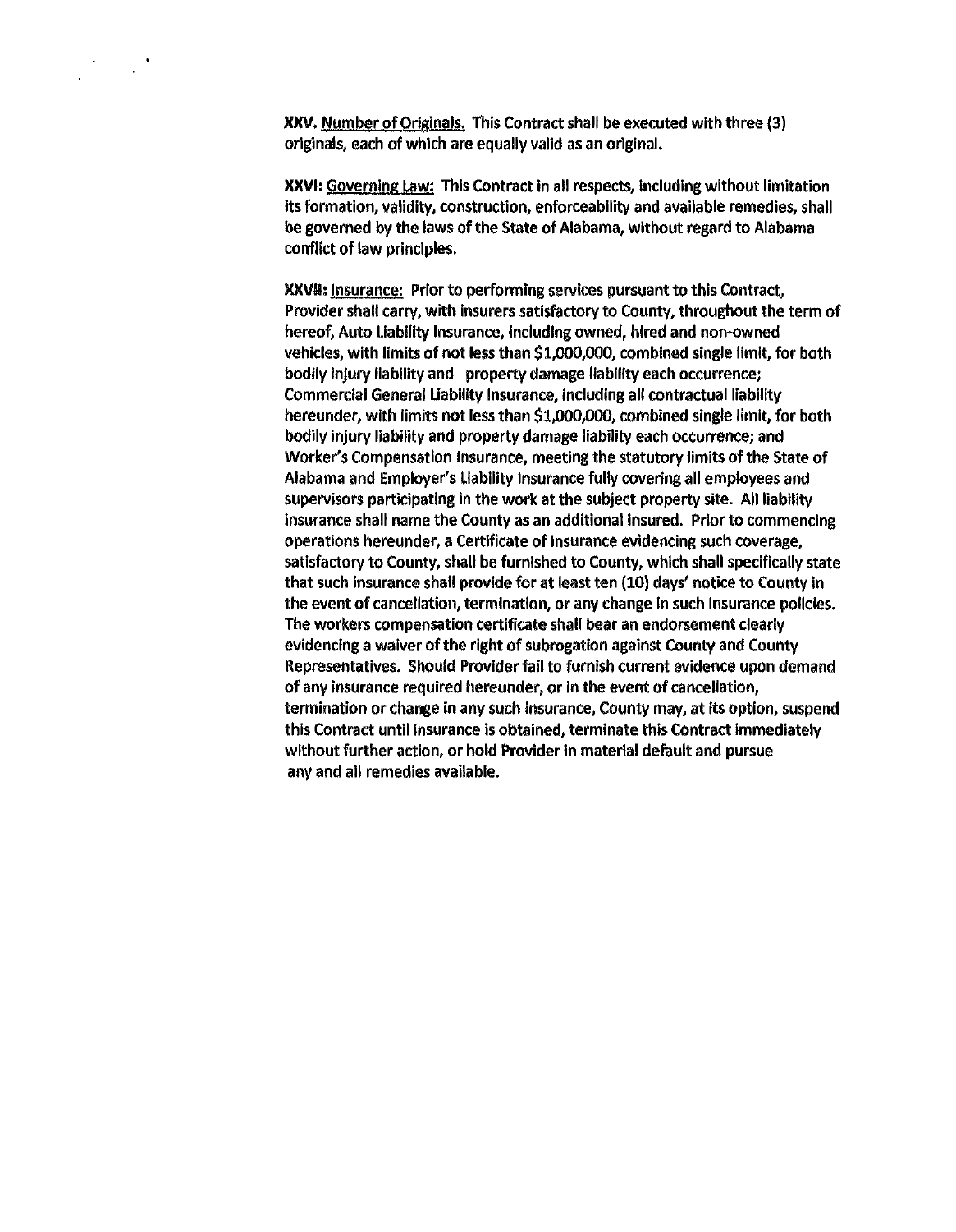**XXV.** Number of Originals. This Contract shall be executed with three (3) originals, each of which are equally valid as an original.

**XXVI:** Governing Law: This Contract in all respects, including without limitation its formation, validity, construction, enforceability and available remedies, shall be governed by the laws of the State of Alabama, without regard to Alabama conflict of law principles.

**XXVII:** Insurance: Prior to performing services pursuant to this Contract, Provider shall carry, with insurers satisfactory to County, throughout the term of hereof, Auto Liability Insurance, including owned, hired and non-owned vehicles, with limits of not less than $1,000,000, combined single limit, for both bodily injury liability and property damage liability each occurrence; Commercial General Liability Insurance, including all contractual liability hereunder, with limits not less than $1,000,000, combined single limit, for both bodily injury liability and property damage liability each occurrence; and Worker's Compensation Insurance, meeting the statutory limits of the State of Alabama and Employer's Liability Insurance fully covering all employees and supervisors participating in the work at the subject property site. All liability insurance shall name the County as an additional insured. Prior to commencing operations hereunder, a Certificate of Insurance evidencing such coverage, satisfactory to County, shall be furnished to County, which shall specifically state that such insurance shall provide for at least ten (10) days' notice to County in the event of cancellation, termination, or any change in such insurance policies. The workers compensation certificate shall bear an endorsement clearly evidencing a waiver of the right of subrogation against County and County Representatives. Should Provider fail to furnish current evidence upon demand of any insurance required hereunder, or in the event of cancellation, termination or change in any such insurance, County may, at its option, suspend this Contract until insurance is obtained, terminate this Contract immediately without further action, or hold Provider in material default and pursue any and all remedies available.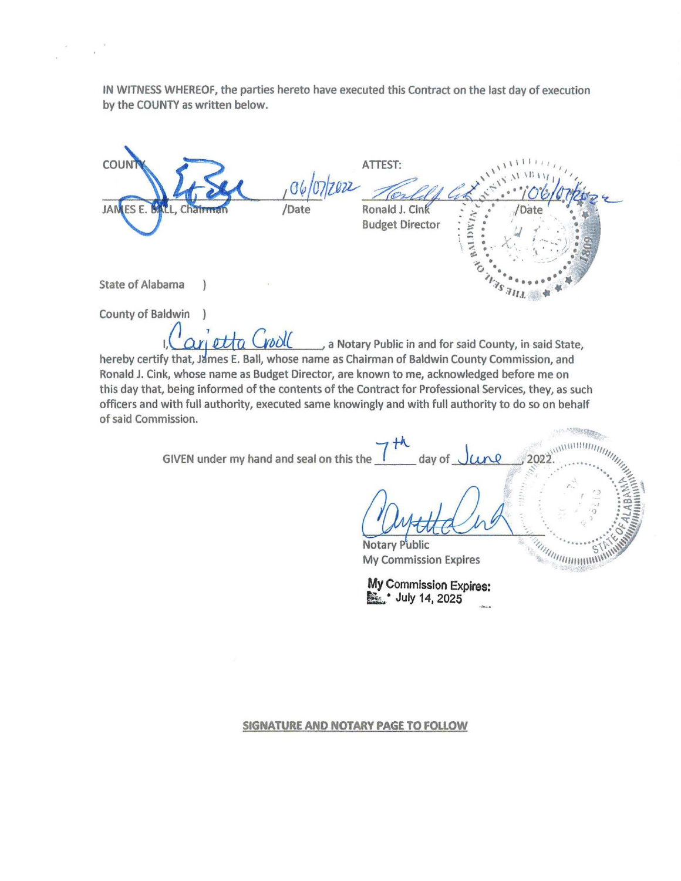IN WITNESS WHEREOF, the parties hereto have executed this Contract on the last day of execution by the COUNTY as written below.

COUNTY

JAMES E. BALL, Chairman  06/07/2022 /Date

ATTEST:

Ronald J. Cink  06/07/2022 /Date
Budget Director

State of Alabama )

County of Baldwin )

I, Carietta Croll, a Notary Public in and for said County, in said State, hereby certify that, James E. Ball, whose name as Chairman of Baldwin County Commission, and Ronald J. Cink, whose name as Budget Director, are known to me, acknowledged before me on this day that, being informed of the contents of the Contract for Professional Services, they, as such officers and with full authority, executed same knowingly and with full authority to do so on behalf of said Commission.

GIVEN under my hand and seal on this the 7th day of June, 2022.

Notary Public
My Commission Expires

My Commission Expires:
July 14, 2025

**SIGNATURE AND NOTARY PAGE TO FOLLOW**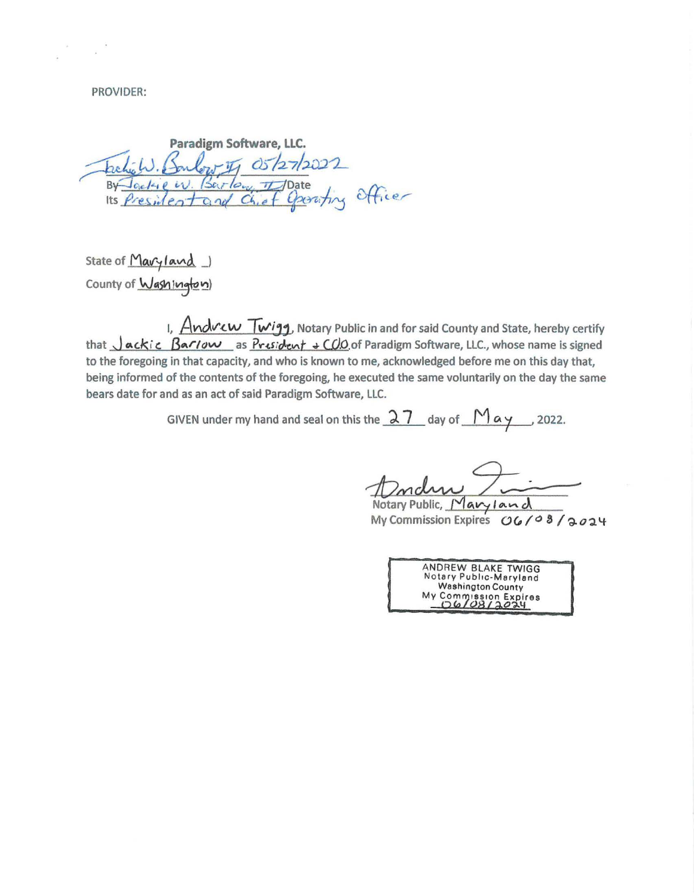PROVIDER:

**Paradigm Software, LLC.**

Jackie W. Barlow, III 05/27/2022

By Jackie W. Barlow, III /Date

Its President and Chief Operating Officer

State of Maryland )

County of Washington)

I, Andrew Twigg, Notary Public in and for said County and State, hereby certify that Jackie Barlow as President + COO of Paradigm Software, LLC., whose name is signed to the foregoing in that capacity, and who is known to me, acknowledged before me on this day that, being informed of the contents of the foregoing, he executed the same voluntarily on the day the same bears date for and as an act of said Paradigm Software, LLC.

GIVEN under my hand and seal on this the 27 day of May, 2022.

Andrew Twigg

Notary Public, Maryland

My Commission Expires 06/08/2024

ANDREW BLAKE TWIGG
Notary Public-Maryland
Washington County
My Commission Expires
06/08/2024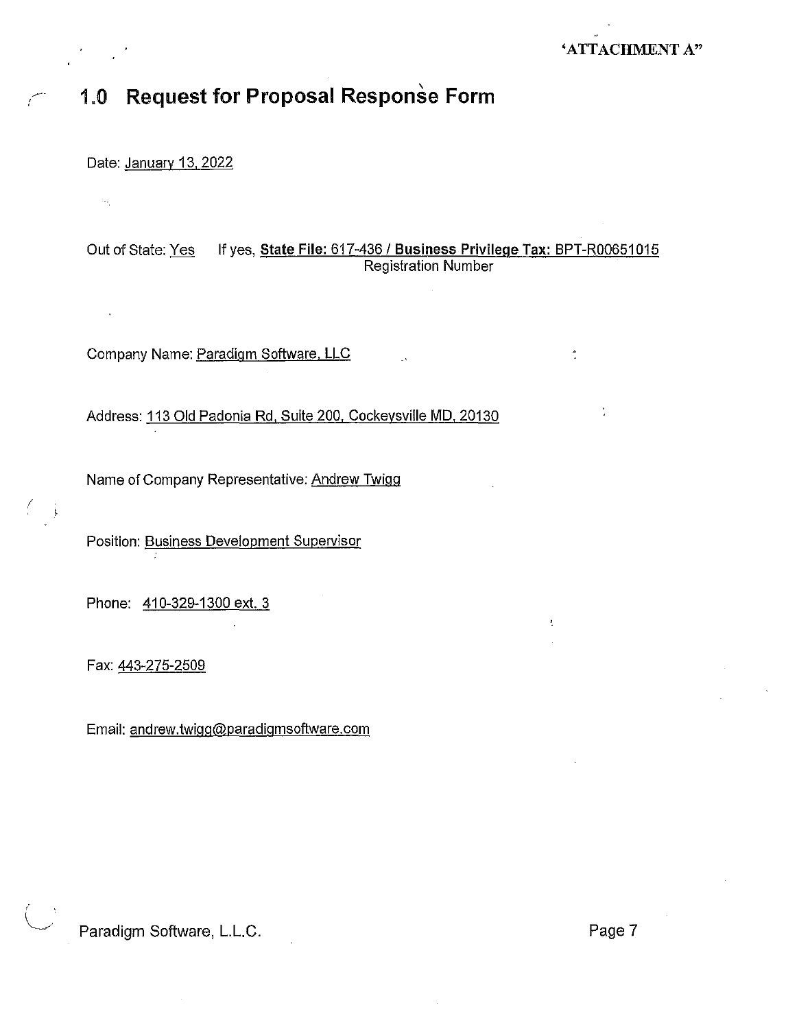'ATTACHMENT A"

# 1.0 Request for Proposal Response Form

Date: January 13, 2022

Out of State: Yes If yes, **State File:** 617-436 / **Business Privilege Tax:** BPT-R00651015
Registration Number

Company Name: Paradigm Software, LLC

Address: 113 Old Padonia Rd, Suite 200, Cockeysville MD, 20130

Name of Company Representative: Andrew Twigg

Position: Business Development Supervisor

Phone: 410-329-1300 ext. 3

Fax: 443-275-2509

Email: andrew.twigg@paradigmsoftware.com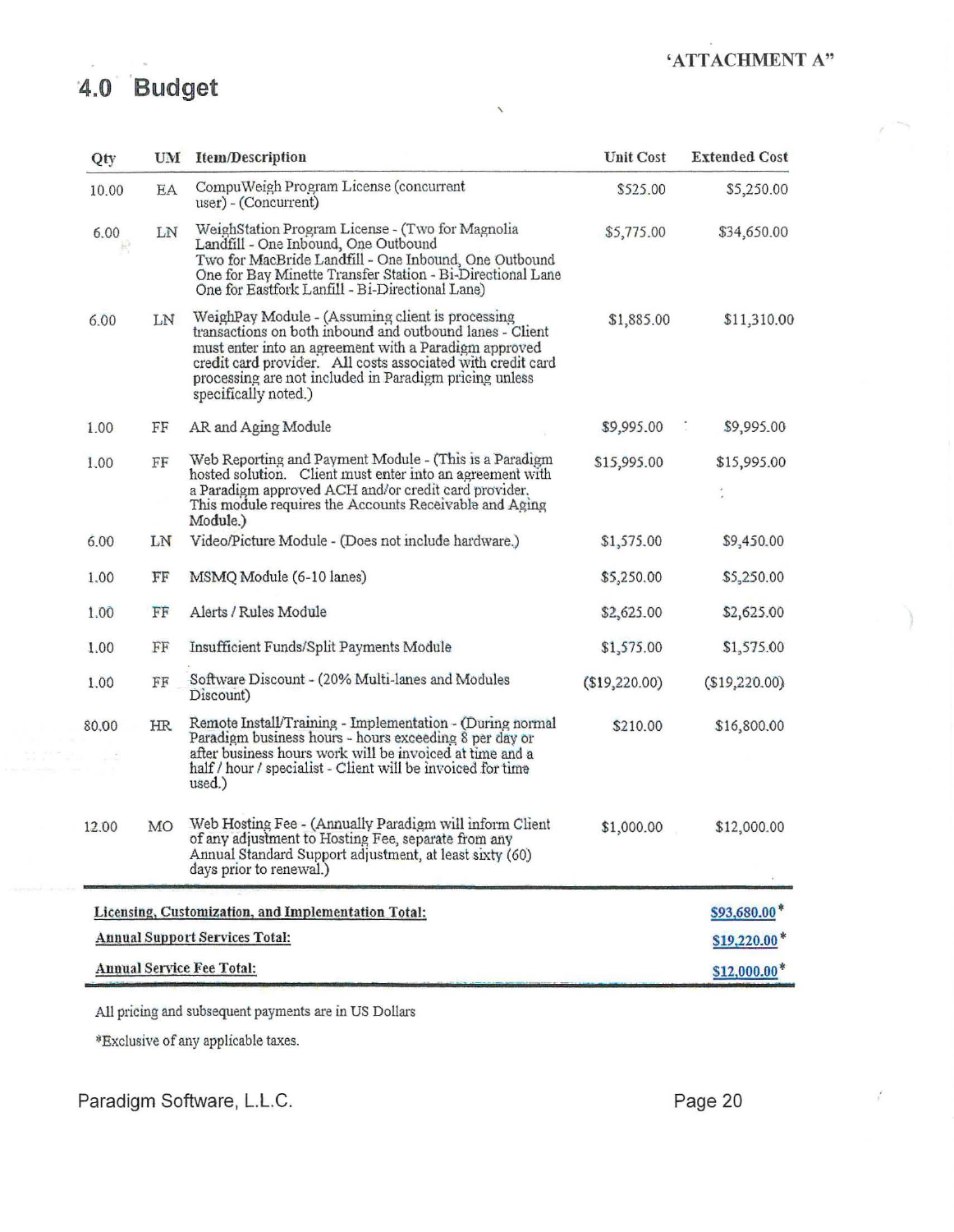'ATTACHMENT A"

# 4.0 Budget

| Qty | UM | Item/Description | Unit Cost | Extended Cost |
|---|---|---|---|---|
| 10.00 | EA | CompuWeigh Program License (concurrent user) - (Concurrent) | $525.00 | $5,250.00 |
| 6.00 | LN | WeighStation Program License - (Two for Magnolia Landfill - One Inbound, One Outbound Two for MacBride Landfill - One Inbound, One Outbound One for Bay Minette Transfer Station - Bi-Directional Lane One for Eastfork Lanfill - Bi-Directional Lane) | $5,775.00 | $34,650.00 |
| 6.00 | LN | WeighPay Module - (Assuming client is processing transactions on both inbound and outbound lanes - Client must enter into an agreement with a Paradigm approved credit card provider. All costs associated with credit card processing are not included in Paradigm pricing unless specifically noted.) | $1,885.00 | $11,310.00 |
| 1.00 | FF | AR and Aging Module | $9,995.00 | $9,995.00 |
| 1.00 | FF | Web Reporting and Payment Module - (This is a Paradigm hosted solution. Client must enter into an agreement with a Paradigm approved ACH and/or credit card provider. This module requires the Accounts Receivable and Aging Module.) | $15,995.00 | $15,995.00 |
| 6.00 | LN | Video/Picture Module - (Does not include hardware.) | $1,575.00 | $9,450.00 |
| 1.00 | FF | MSMQ Module (6-10 lanes) | $5,250.00 | $5,250.00 |
| 1.00 | FF | Alerts / Rules Module | $2,625.00 | $2,625.00 |
| 1.00 | FF | Insufficient Funds/Split Payments Module | $1,575.00 | $1,575.00 |
| 1.00 | FF | Software Discount - (20% Multi-lanes and Modules Discount) | ($19,220.00) | ($19,220.00) |
| 80.00 | HR | Remote Install/Training - Implementation - (During normal Paradigm business hours - hours exceeding 8 per day or after business hours work will be invoiced at time and a half / hour / specialist - Client will be invoiced for time used.) | $210.00 | $16,800.00 |
| 12.00 | MO | Web Hosting Fee - (Annually Paradigm will inform Client of any adjustment to Hosting Fee, separate from any Annual Standard Support adjustment, at least sixty (60) days prior to renewal.) | $1,000.00 | $12,000.00 |
| | | **Licensing, Customization, and Implementation Total:** | | **$93,680.00***|
| | | **Annual Support Services Total:** | | **$19,220.00***|
| | | **Annual Service Fee Total:** | | **$12,000.00***|

All pricing and subsequent payments are in US Dollars

*Exclusive of any applicable taxes.

Paradigm Software, L.L.C.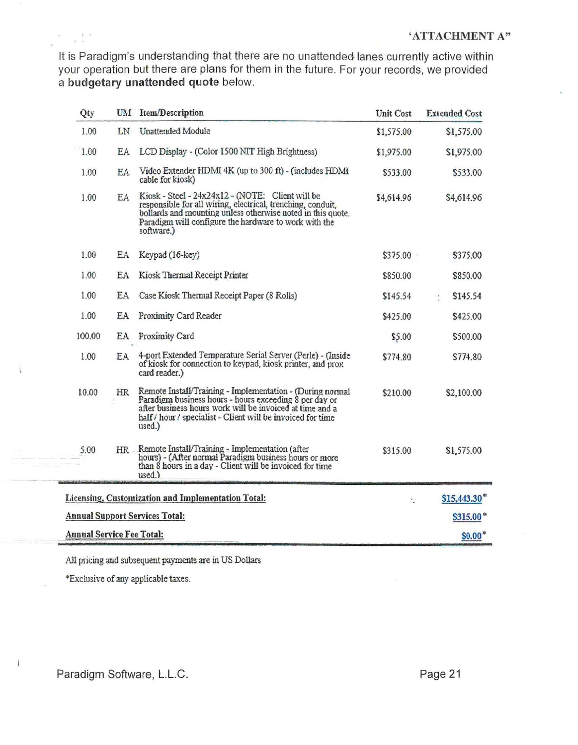**'ATTACHMENT A"**

It is Paradigm's understanding that there are no unattended lanes currently active within your operation but there are plans for them in the future. For your records, we provided a **budgetary unattended quote** below.

| Qty | UM | Item/Description | Unit Cost | Extended Cost |
|---|---|---|---|---|
| 1.00 | LN | Unattended Module | $1,575.00 | $1,575.00 |
| 1.00 | EA | LCD Display - (Color 1500 NIT High Brightness) | $1,975.00 | $1,975.00 |
| 1.00 | EA | Video Extender HDMI 4K (up to 300 ft) - (includes HDMI cable for kiosk) | $533.00 | $533.00 |
| 1.00 | EA | Kiosk - Steel - 24x24x12 - (NOTE: Client will be responsible for all wiring, electrical, trenching, conduit, bollards and mounting unless otherwise noted in this quote. Paradigm will configure the hardware to work with the software.) | $4,614.96 | $4,614.96 |
| 1.00 | EA | Keypad (16-key) | $375.00 | $375.00 |
| 1.00 | EA | Kiosk Thermal Receipt Printer | $850.00 | $850.00 |
| 1.00 | EA | Case Kiosk Thermal Receipt Paper (8 Rolls) | $145.54 | $145.54 |
| 1.00 | EA | Proximity Card Reader | $425.00 | $425.00 |
| 100.00 | EA | Proximity Card | $5.00 | $500.00 |
| 1.00 | EA | 4-port Extended Temperature Serial Server (Perle) - (Inside of kiosk for connection to keypad, kiosk printer, and prox card reader.) | $774.80 | $774.80 |
| 10.00 | HR | Remote Install/Training - Implementation - (During normal Paradigm business hours - hours exceeding 8 per day or after business hours work will be invoiced at time and a half / hour / specialist - Client will be invoiced for time used.) | $210.00 | $2,100.00 |
| 5.00 | HR | Remote Install/Training - Implementation (after hours) - (After normal Paradigm business hours or more than 8 hours in a day - Client will be invoiced for time used.) | $315.00 | $1,575.00 |

| | |
|---|---|
| **Licensing, Customization and Implementation Total:** | $15,443.30* |
| **Annual Support Services Total:** | $315.00* |
| **Annual Service Fee Total:** | $0.00* |

All pricing and subsequent payments are in US Dollars

*Exclusive of any applicable taxes.